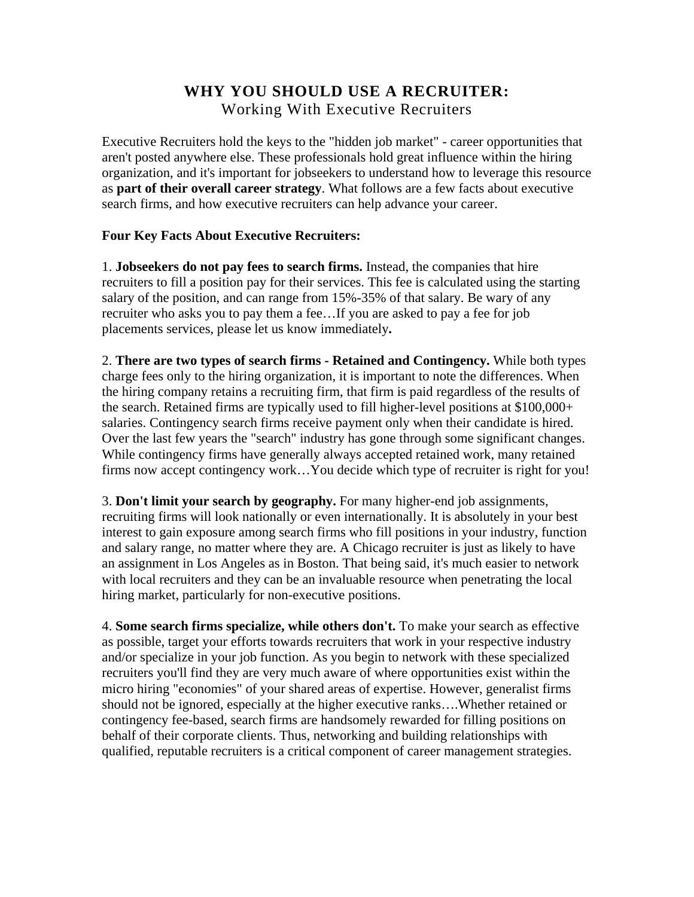# WHY YOU SHOULD USE A RECRUITER:

## Working With Executive Recruiters

Executive Recruiters hold the keys to the "hidden job market" - career opportunities that aren't posted anywhere else. These professionals hold great influence within the hiring organization, and it's important for jobseekers to understand how to leverage this resource as **part of their overall career strategy**. What follows are a few facts about executive search firms, and how executive recruiters can help advance your career.

**Four Key Facts About Executive Recruiters:**

1. **Jobseekers do not pay fees to search firms.** Instead, the companies that hire recruiters to fill a position pay for their services. This fee is calculated using the starting salary of the position, and can range from 15%-35% of that salary. Be wary of any recruiter who asks you to pay them a fee…If you are asked to pay a fee for job placements services, please let us know immediately**.**

2. **There are two types of search firms - Retained and Contingency.** While both types charge fees only to the hiring organization, it is important to note the differences. When the hiring company retains a recruiting firm, that firm is paid regardless of the results of the search. Retained firms are typically used to fill higher-level positions at $100,000+ salaries. Contingency search firms receive payment only when their candidate is hired. Over the last few years the "search" industry has gone through some significant changes. While contingency firms have generally always accepted retained work, many retained firms now accept contingency work…You decide which type of recruiter is right for you!

3. **Don't limit your search by geography.** For many higher-end job assignments, recruiting firms will look nationally or even internationally. It is absolutely in your best interest to gain exposure among search firms who fill positions in your industry, function and salary range, no matter where they are. A Chicago recruiter is just as likely to have an assignment in Los Angeles as in Boston. That being said, it's much easier to network with local recruiters and they can be an invaluable resource when penetrating the local hiring market, particularly for non-executive positions.

4. **Some search firms specialize, while others don't.** To make your search as effective as possible, target your efforts towards recruiters that work in your respective industry and/or specialize in your job function. As you begin to network with these specialized recruiters you'll find they are very much aware of where opportunities exist within the micro hiring "economies" of your shared areas of expertise. However, generalist firms should not be ignored, especially at the higher executive ranks….Whether retained or contingency fee-based, search firms are handsomely rewarded for filling positions on behalf of their corporate clients. Thus, networking and building relationships with qualified, reputable recruiters is a critical component of career management strategies.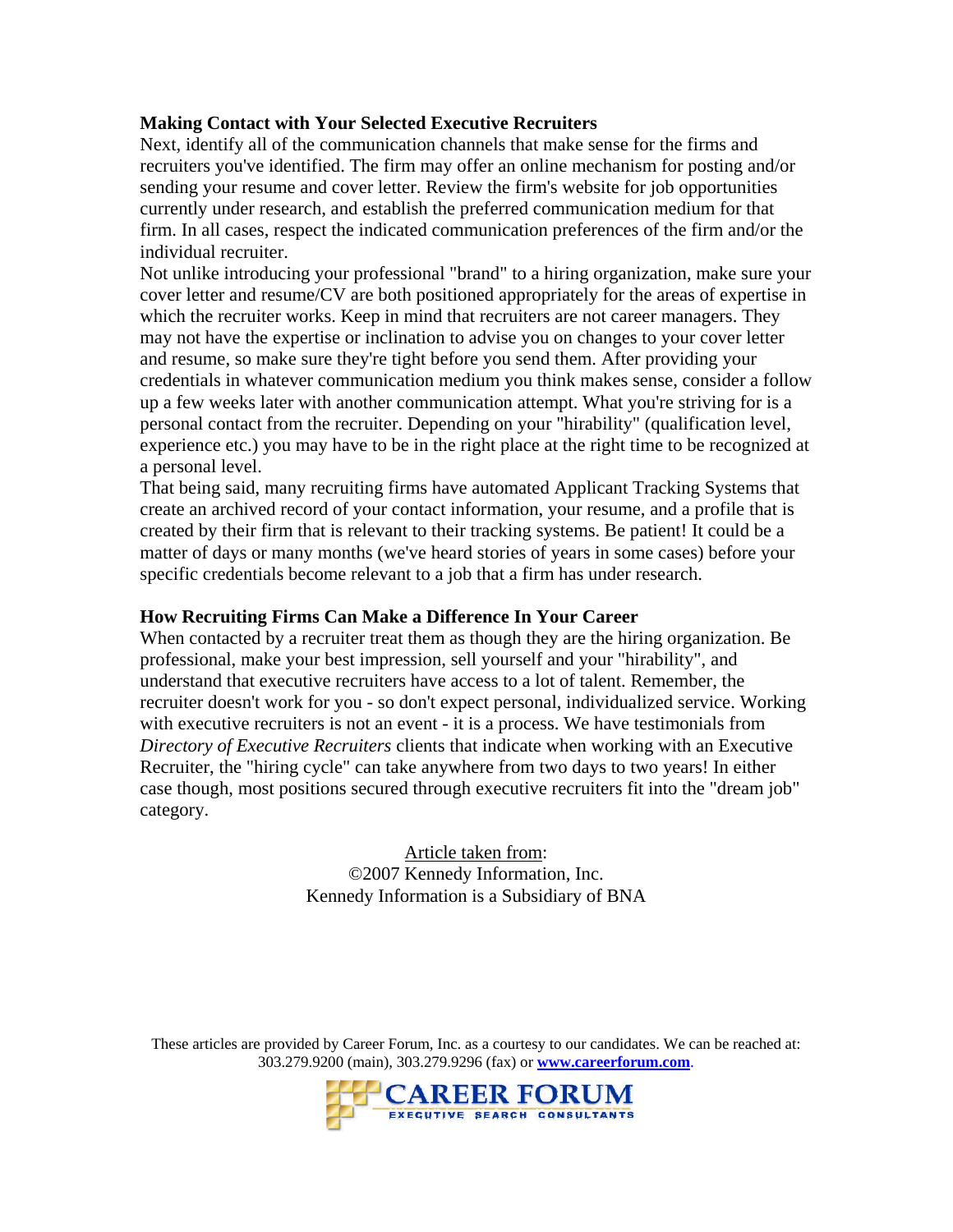**Making Contact with Your Selected Executive Recruiters**

Next, identify all of the communication channels that make sense for the firms and recruiters you've identified. The firm may offer an online mechanism for posting and/or sending your resume and cover letter. Review the firm's website for job opportunities currently under research, and establish the preferred communication medium for that firm. In all cases, respect the indicated communication preferences of the firm and/or the individual recruiter.

Not unlike introducing your professional "brand" to a hiring organization, make sure your cover letter and resume/CV are both positioned appropriately for the areas of expertise in which the recruiter works. Keep in mind that recruiters are not career managers. They may not have the expertise or inclination to advise you on changes to your cover letter and resume, so make sure they're tight before you send them. After providing your credentials in whatever communication medium you think makes sense, consider a follow up a few weeks later with another communication attempt. What you're striving for is a personal contact from the recruiter. Depending on your "hirability" (qualification level, experience etc.) you may have to be in the right place at the right time to be recognized at a personal level.

That being said, many recruiting firms have automated Applicant Tracking Systems that create an archived record of your contact information, your resume, and a profile that is created by their firm that is relevant to their tracking systems. Be patient! It could be a matter of days or many months (we've heard stories of years in some cases) before your specific credentials become relevant to a job that a firm has under research.

**How Recruiting Firms Can Make a Difference In Your Career**

When contacted by a recruiter treat them as though they are the hiring organization. Be professional, make your best impression, sell yourself and your "hirability", and understand that executive recruiters have access to a lot of talent. Remember, the recruiter doesn't work for you - so don't expect personal, individualized service. Working with executive recruiters is not an event - it is a process. We have testimonials from *Directory of Executive Recruiters* clients that indicate when working with an Executive Recruiter, the "hiring cycle" can take anywhere from two days to two years! In either case though, most positions secured through executive recruiters fit into the "dream job" category.

Article taken from:
©2007 Kennedy Information, Inc.
Kennedy Information is a Subsidiary of BNA

These articles are provided by Career Forum, Inc. as a courtesy to our candidates. We can be reached at: 303.279.9200 (main), 303.279.9296 (fax) or **www.careerforum.com**.

CAREER FORUM
EXECUTIVE SEARCH CONSULTANTS